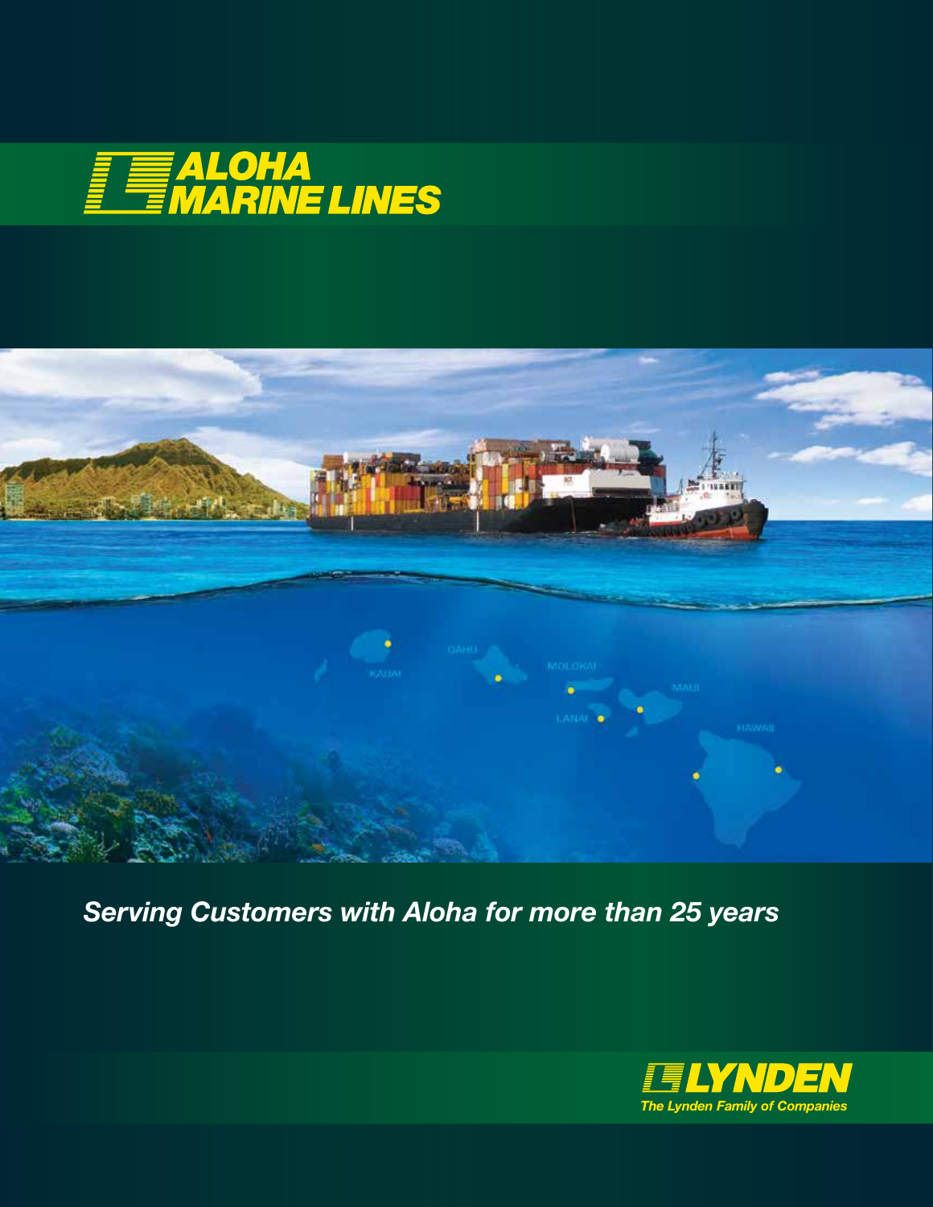# ALOHA MARINE LINES

*Serving Customers with Aloha for more than 25 years*

**LYNDEN**

*The Lynden Family of Companies*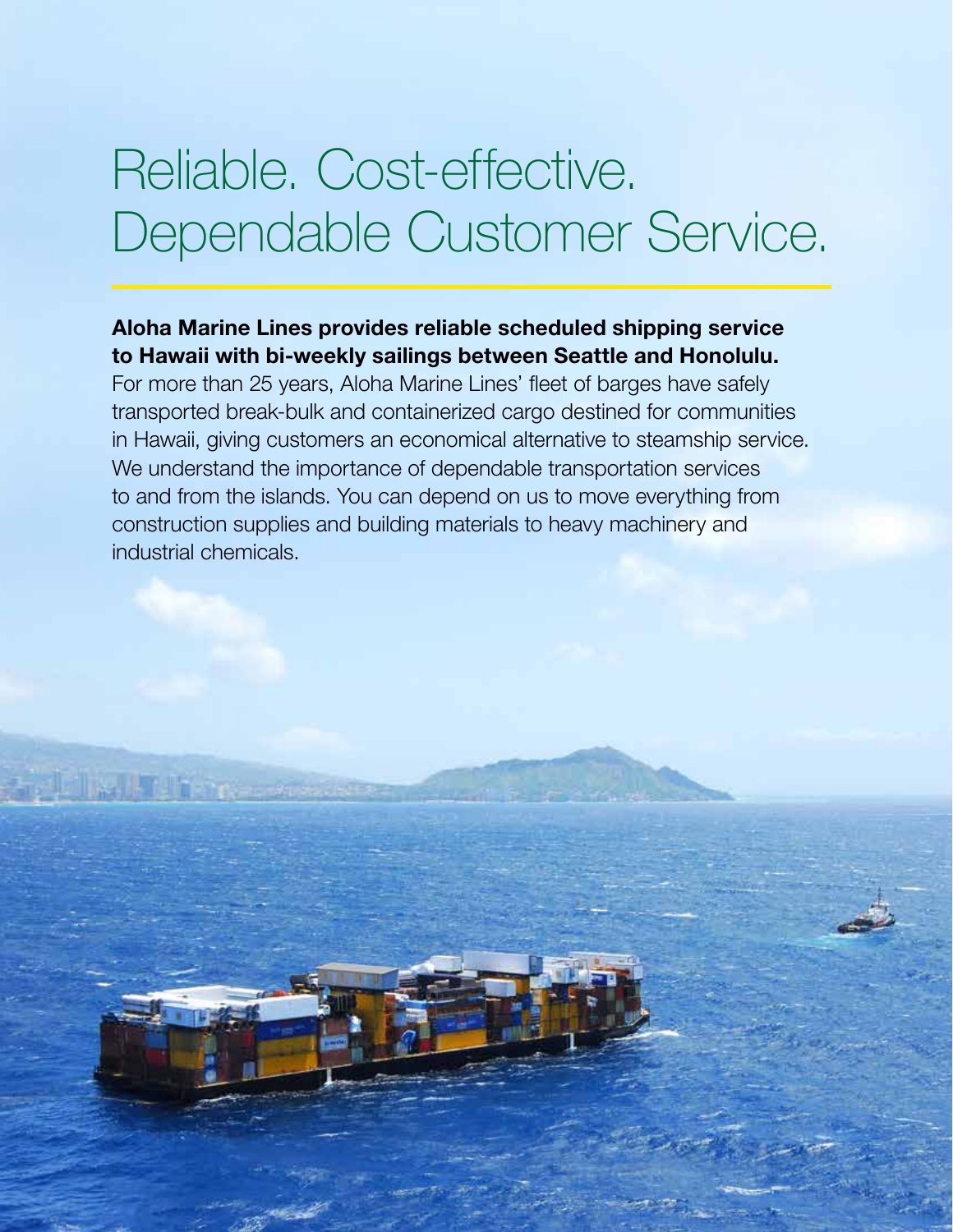# Reliable. Cost-effective. Dependable Customer Service.

**Aloha Marine Lines provides reliable scheduled shipping service to Hawaii with bi-weekly sailings between Seattle and Honolulu.** For more than 25 years, Aloha Marine Lines' fleet of barges have safely transported break-bulk and containerized cargo destined for communities in Hawaii, giving customers an economical alternative to steamship service. We understand the importance of dependable transportation services to and from the islands. You can depend on us to move everything from construction supplies and building materials to heavy machinery and industrial chemicals.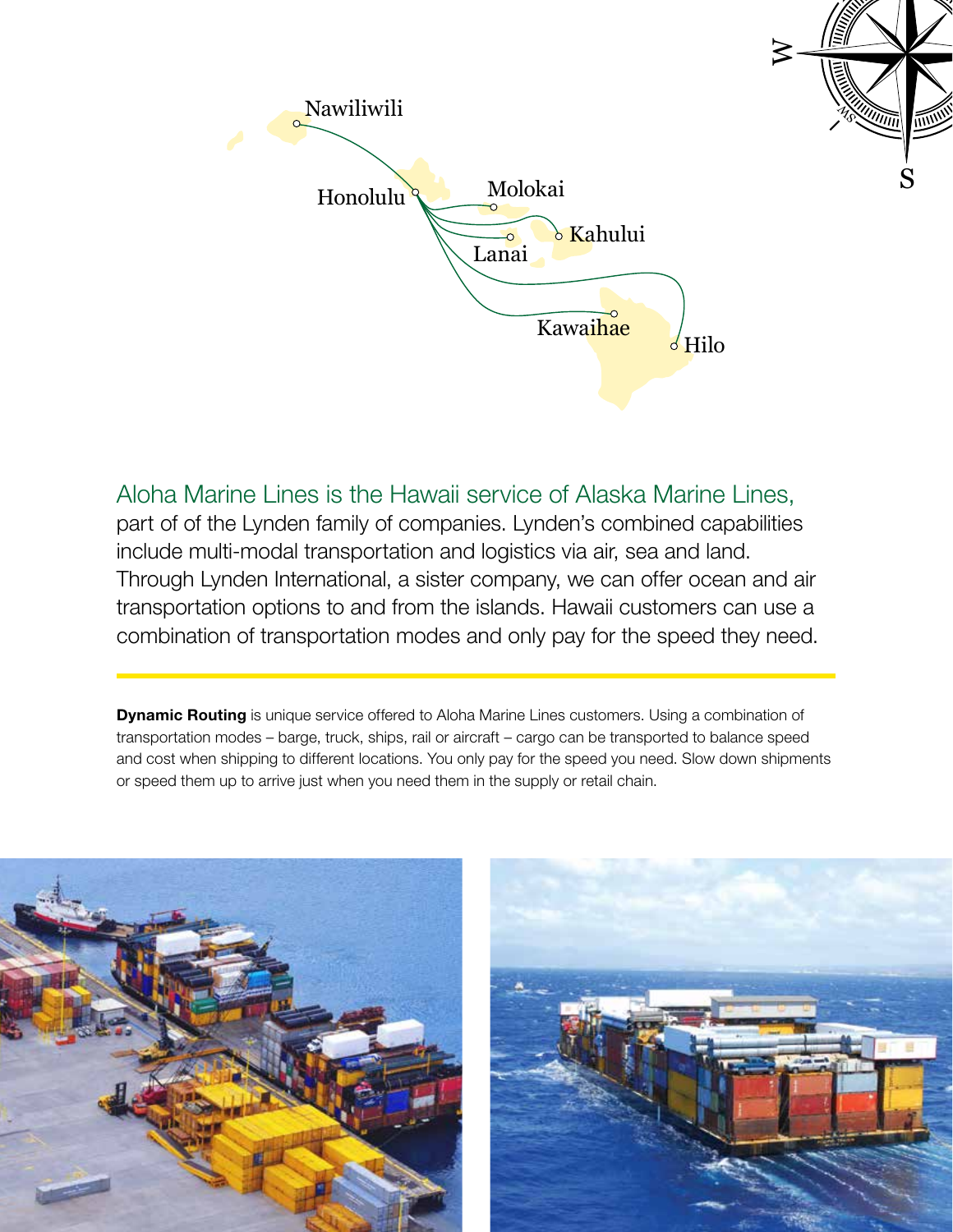Aloha Marine Lines is the Hawaii service of Alaska Marine Lines, part of of the Lynden family of companies. Lynden's combined capabilities include multi-modal transportation and logistics via air, sea and land. Through Lynden International, a sister company, we can offer ocean and air transportation options to and from the islands. Hawaii customers can use a combination of transportation modes and only pay for the speed they need.

**Dynamic Routing** is unique service offered to Aloha Marine Lines customers. Using a combination of transportation modes – barge, truck, ships, rail or aircraft – cargo can be transported to balance speed and cost when shipping to different locations. You only pay for the speed you need. Slow down shipments or speed them up to arrive just when you need them in the supply or retail chain.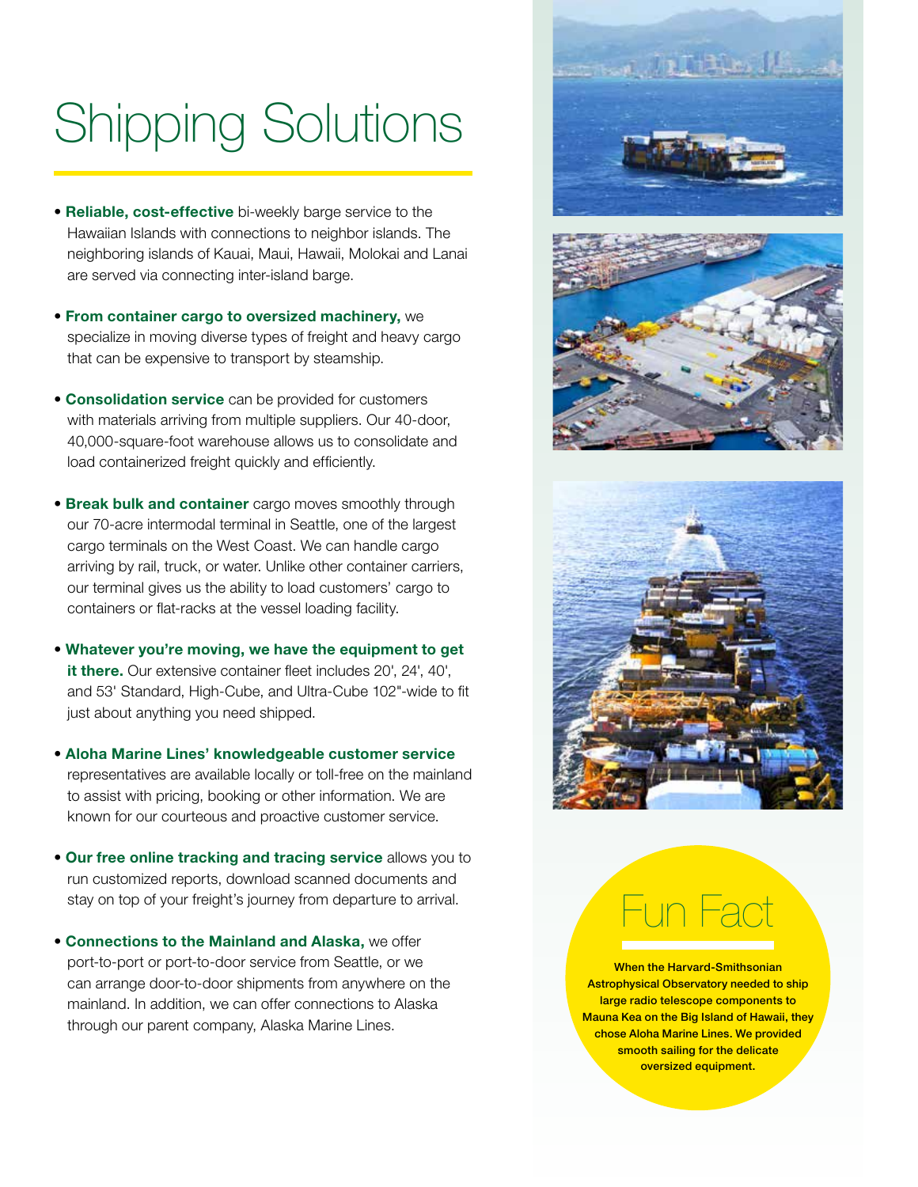# Shipping Solutions

- **Reliable, cost-effective** bi-weekly barge service to the Hawaiian Islands with connections to neighbor islands. The neighboring islands of Kauai, Maui, Hawaii, Molokai and Lanai are served via connecting inter-island barge.

- **From container cargo to oversized machinery,** we specialize in moving diverse types of freight and heavy cargo that can be expensive to transport by steamship.

- **Consolidation service** can be provided for customers with materials arriving from multiple suppliers. Our 40-door, 40,000-square-foot warehouse allows us to consolidate and load containerized freight quickly and efficiently.

- **Break bulk and container** cargo moves smoothly through our 70-acre intermodal terminal in Seattle, one of the largest cargo terminals on the West Coast. We can handle cargo arriving by rail, truck, or water. Unlike other container carriers, our terminal gives us the ability to load customers' cargo to containers or flat-racks at the vessel loading facility.

- **Whatever you're moving, we have the equipment to get it there.** Our extensive container fleet includes 20', 24', 40', and 53' Standard, High-Cube, and Ultra-Cube 102"-wide to fit just about anything you need shipped.

- **Aloha Marine Lines' knowledgeable customer service** representatives are available locally or toll-free on the mainland to assist with pricing, booking or other information. We are known for our courteous and proactive customer service.

- **Our free online tracking and tracing service** allows you to run customized reports, download scanned documents and stay on top of your freight's journey from departure to arrival.

- **Connections to the Mainland and Alaska,** we offer port-to-port or port-to-door service from Seattle, or we can arrange door-to-door shipments from anywhere on the mainland. In addition, we can offer connections to Alaska through our parent company, Alaska Marine Lines.

## Fun Fact

**When the Harvard-Smithsonian Astrophysical Observatory needed to ship large radio telescope components to Mauna Kea on the Big Island of Hawaii, they chose Aloha Marine Lines. We provided smooth sailing for the delicate oversized equipment.**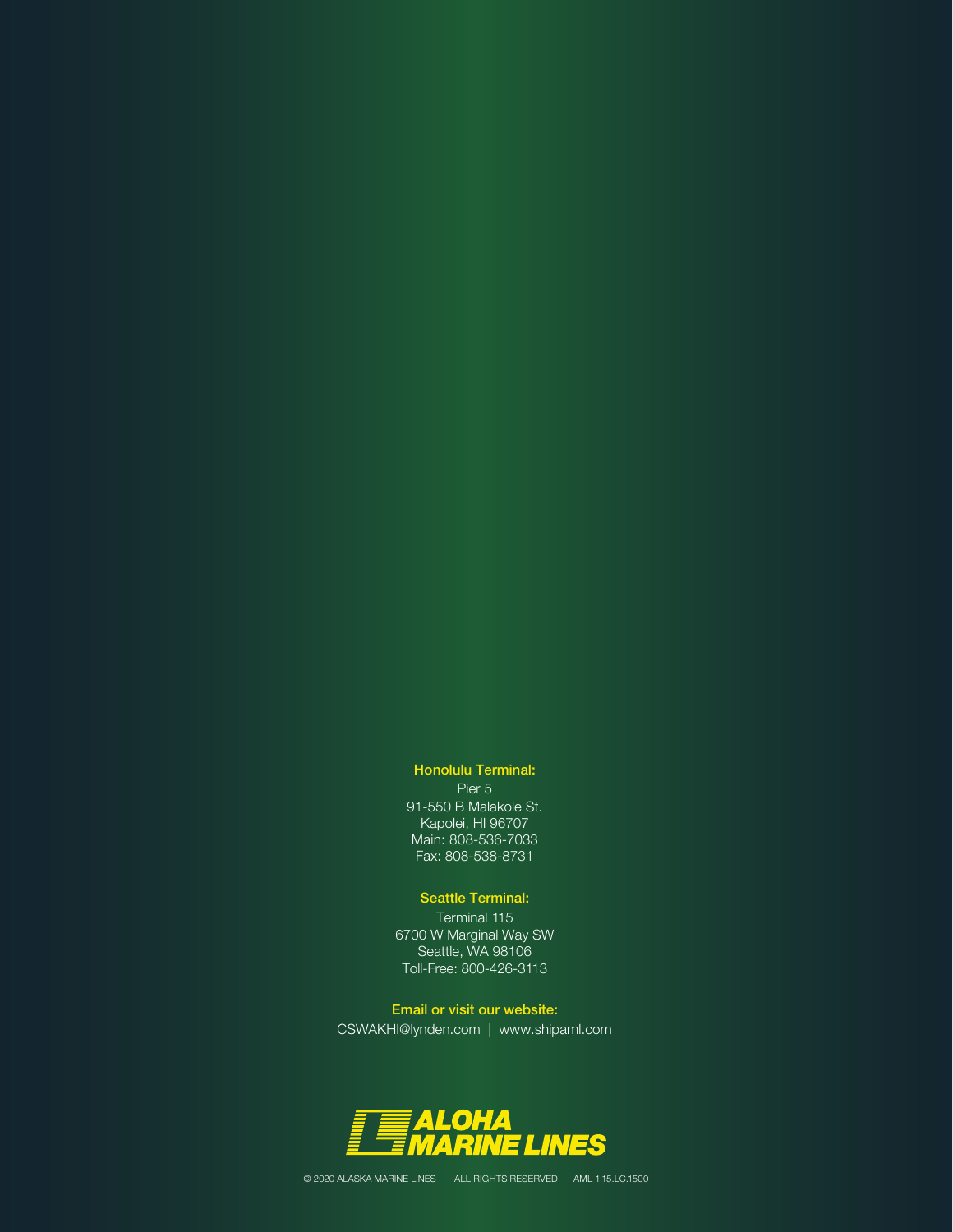**Honolulu Terminal:**

Pier 5
91-550 B Malakole St.
Kapolei, HI 96707
Main: 808-536-7033
Fax: 808-538-8731

**Seattle Terminal:**

Terminal 115
6700 W Marginal Way SW
Seattle, WA 98106
Toll-Free: 800-426-3113

**Email or visit our website:**

CSWAKHI@lynden.com | www.shipaml.com

ALOHA MARINE LINES

© 2020 ALASKA MARINE LINES ALL RIGHTS RESERVED AML 1.15.LC.1500